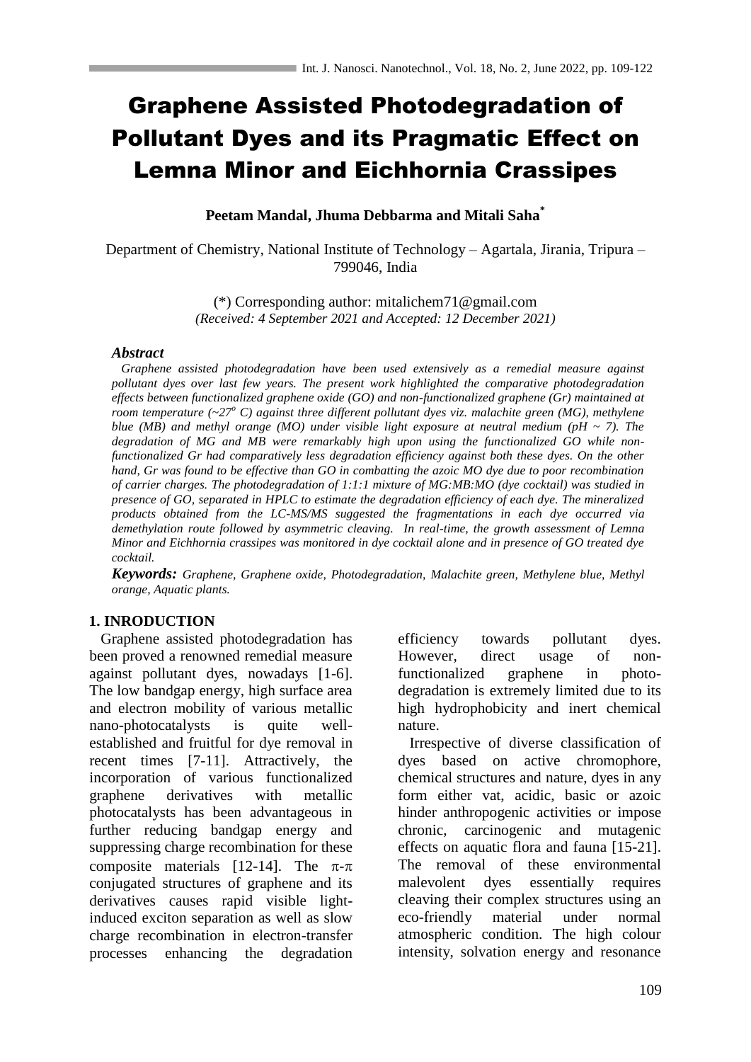# Graphene Assisted Photodegradation of Pollutant Dyes and its Pragmatic Effect on Lemna Minor and Eichhornia Crassipes

**Peetam Mandal, Jhuma Debbarma and Mitali Saha***

Department of Chemistry, National Institute of Technology – Agartala, Jirania, Tripura – 799046, India

(*) Corresponding author: mitalichem71@gmail.com
*(Received: 4 September 2021 and Accepted: 12 December 2021)*

### *Abstract*

*Graphene assisted photodegradation have been used extensively as a remedial measure against pollutant dyes over last few years. The present work highlighted the comparative photodegradation effects between functionalized graphene oxide (GO) and non-functionalized graphene (Gr) maintained at room temperature (~27$^o$ C) against three different pollutant dyes viz. malachite green (MG), methylene blue (MB) and methyl orange (MO) under visible light exposure at neutral medium (pH ~ 7). The degradation of MG and MB were remarkably high upon using the functionalized GO while non-functionalized Gr had comparatively less degradation efficiency against both these dyes. On the other hand, Gr was found to be effective than GO in combatting the azoic MO dye due to poor recombination of carrier charges. The photodegradation of 1:1:1 mixture of MG:MB:MO (dye cocktail) was studied in presence of GO, separated in HPLC to estimate the degradation efficiency of each dye. The mineralized products obtained from the LC-MS/MS suggested the fragmentations in each dye occurred via demethylation route followed by asymmetric cleaving. In real-time, the growth assessment of Lemna Minor and Eichhornia crassipes was monitored in dye cocktail alone and in presence of GO treated dye cocktail.*

***Keywords:*** *Graphene, Graphene oxide, Photodegradation, Malachite green, Methylene blue, Methyl orange, Aquatic plants.*

## 1. INRODUCTION

Graphene assisted photodegradation has been proved a renowned remedial measure against pollutant dyes, nowadays [1-6]. The low bandgap energy, high surface area and electron mobility of various metallic nano-photocatalysts is quite well-established and fruitful for dye removal in recent times [7-11]. Attractively, the incorporation of various functionalized graphene derivatives with metallic photocatalysts has been advantageous in further reducing bandgap energy and suppressing charge recombination for these composite materials [12-14]. The $\pi$-$\pi$ conjugated structures of graphene and its derivatives causes rapid visible light-induced exciton separation as well as slow charge recombination in electron-transfer processes enhancing the degradation efficiency towards pollutant dyes. However, direct usage of non-functionalized graphene in photo-degradation is extremely limited due to its high hydrophobicity and inert chemical nature.

Irrespective of diverse classification of dyes based on active chromophore, chemical structures and nature, dyes in any form either vat, acidic, basic or azoic hinder anthropogenic activities or impose chronic, carcinogenic and mutagenic effects on aquatic flora and fauna [15-21]. The removal of these environmental malevolent dyes essentially requires cleaving their complex structures using an eco-friendly material under normal atmospheric condition. The high colour intensity, solvation energy and resonance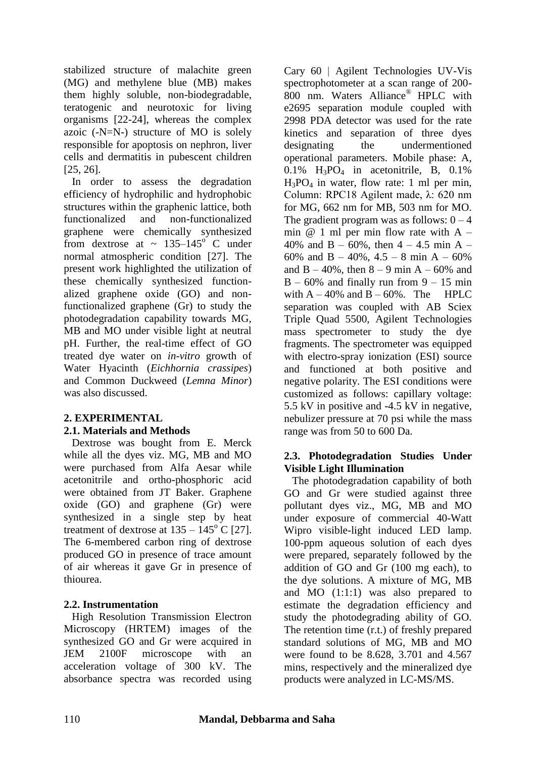stabilized structure of malachite green (MG) and methylene blue (MB) makes them highly soluble, non-biodegradable, teratogenic and neurotoxic for living organisms [22-24], whereas the complex azoic (-N=N-) structure of MO is solely responsible for apoptosis on nephron, liver cells and dermatitis in pubescent children [25, 26].

In order to assess the degradation efficiency of hydrophilic and hydrophobic structures within the graphenic lattice, both functionalized and non-functionalized graphene were chemically synthesized from dextrose at ~ 135–145$^{o}$ C under normal atmospheric condition [27]. The present work highlighted the utilization of these chemically synthesized functionalized graphene oxide (GO) and non-functionalized graphene (Gr) to study the photodegradation capability towards MG, MB and MO under visible light at neutral pH. Further, the real-time effect of GO treated dye water on *in-vitro* growth of Water Hyacinth (*Eichhornia crassipes*) and Common Duckweed (*Lemna Minor*) was also discussed.

## 2. EXPERIMENTAL

### 2.1. Materials and Methods

Dextrose was bought from E. Merck while all the dyes viz. MG, MB and MO were purchased from Alfa Aesar while acetonitrile and ortho-phosphoric acid were obtained from JT Baker. Graphene oxide (GO) and graphene (Gr) were synthesized in a single step by heat treatment of dextrose at 135 – 145$^{o}$ C [27]. The 6-membered carbon ring of dextrose produced GO in presence of trace amount of air whereas it gave Gr in presence of thiourea.

### 2.2. Instrumentation

High Resolution Transmission Electron Microscopy (HRTEM) images of the synthesized GO and Gr were acquired in JEM 2100F microscope with an acceleration voltage of 300 kV. The absorbance spectra was recorded using Cary 60 | Agilent Technologies UV-Vis spectrophotometer at a scan range of 200-800 nm. Waters Alliance® HPLC with e2695 separation module coupled with 2998 PDA detector was used for the rate kinetics and separation of three dyes designating the undermentioned operational parameters. Mobile phase: A, 0.1% $H_3PO_4$ in acetonitrile, B, 0.1% $H_3PO_4$ in water, flow rate: 1 ml per min, Column: RPC18 Agilent made, λ: 620 nm for MG, 662 nm for MB, 503 nm for MO. The gradient program was as follows: 0 – 4 min @ 1 ml per min flow rate with A – 40% and B – 60%, then 4 – 4.5 min A – 60% and B – 40%, 4.5 – 8 min A – 60% and B – 40%, then 8 – 9 min A – 60% and B – 60% and finally run from 9 – 15 min with A – 40% and B – 60%. The HPLC separation was coupled with AB Sciex Triple Quad 5500, Agilent Technologies mass spectrometer to study the dye fragments. The spectrometer was equipped with electro-spray ionization (ESI) source and functioned at both positive and negative polarity. The ESI conditions were customized as follows: capillary voltage: 5.5 kV in positive and -4.5 kV in negative, nebulizer pressure at 70 psi while the mass range was from 50 to 600 Da.

### 2.3. Photodegradation Studies Under Visible Light Illumination

The photodegradation capability of both GO and Gr were studied against three pollutant dyes viz., MG, MB and MO under exposure of commercial 40-Watt Wipro visible-light induced LED lamp. 100-ppm aqueous solution of each dyes were prepared, separately followed by the addition of GO and Gr (100 mg each), to the dye solutions. A mixture of MG, MB and MO (1:1:1) was also prepared to estimate the degradation efficiency and study the photodegrading ability of GO. The retention time (r.t.) of freshly prepared standard solutions of MG, MB and MO were found to be 8.628, 3.701 and 4.567 mins, respectively and the mineralized dye products were analyzed in LC-MS/MS.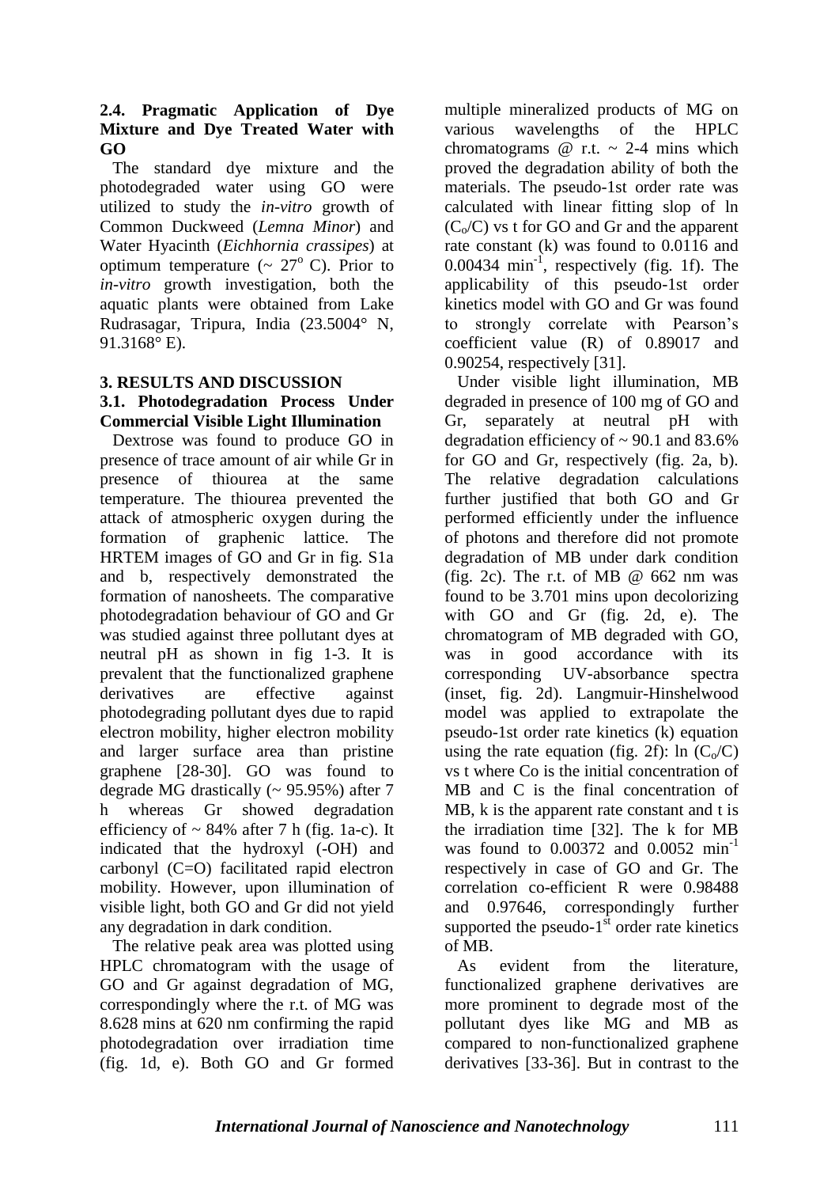### 2.4. Pragmatic Application of Dye Mixture and Dye Treated Water with GO

The standard dye mixture and the photodegraded water using GO were utilized to study the *in-vitro* growth of Common Duckweed (*Lemna Minor*) and Water Hyacinth (*Eichhornia crassipes*) at optimum temperature (~ 27° C). Prior to *in-vitro* growth investigation, both the aquatic plants were obtained from Lake Rudrasagar, Tripura, India (23.5004° N, 91.3168° E).

## 3. RESULTS AND DISCUSSION

### 3.1. Photodegradation Process Under Commercial Visible Light Illumination

Dextrose was found to produce GO in presence of trace amount of air while Gr in presence of thiourea at the same temperature. The thiourea prevented the attack of atmospheric oxygen during the formation of graphenic lattice. The HRTEM images of GO and Gr in fig. S1a and b, respectively demonstrated the formation of nanosheets. The comparative photodegradation behaviour of GO and Gr was studied against three pollutant dyes at neutral pH as shown in fig 1-3. It is prevalent that the functionalized graphene derivatives are effective against photodegrading pollutant dyes due to rapid electron mobility, higher electron mobility and larger surface area than pristine graphene [28-30]. GO was found to degrade MG drastically (~ 95.95%) after 7 h whereas Gr showed degradation efficiency of ~ 84% after 7 h (fig. 1a-c). It indicated that the hydroxyl (-OH) and carbonyl (C=O) facilitated rapid electron mobility. However, upon illumination of visible light, both GO and Gr did not yield any degradation in dark condition.

The relative peak area was plotted using HPLC chromatogram with the usage of GO and Gr against degradation of MG, correspondingly where the r.t. of MG was 8.628 mins at 620 nm confirming the rapid photodegradation over irradiation time (fig. 1d, e). Both GO and Gr formed multiple mineralized products of MG on various wavelengths of the HPLC chromatograms @ r.t. ~ 2-4 mins which proved the degradation ability of both the materials. The pseudo-1st order rate was calculated with linear fitting slop of ln ($C_o$/C) vs t for GO and Gr and the apparent rate constant (k) was found to 0.0116 and 0.00434 $min^{-1}$, respectively (fig. 1f). The applicability of this pseudo-1st order kinetics model with GO and Gr was found to strongly correlate with Pearson's coefficient value (R) of 0.89017 and 0.90254, respectively [31].

Under visible light illumination, MB degraded in presence of 100 mg of GO and Gr, separately at neutral pH with degradation efficiency of ~ 90.1 and 83.6% for GO and Gr, respectively (fig. 2a, b). The relative degradation calculations further justified that both GO and Gr performed efficiently under the influence of photons and therefore did not promote degradation of MB under dark condition (fig. 2c). The r.t. of MB @ 662 nm was found to be 3.701 mins upon decolorizing with GO and Gr (fig. 2d, e). The chromatogram of MB degraded with GO, was in good accordance with its corresponding UV-absorbance spectra (inset, fig. 2d). Langmuir-Hinshelwood model was applied to extrapolate the pseudo-1st order rate kinetics (k) equation using the rate equation (fig. 2f): ln ($C_o$/C) vs t where Co is the initial concentration of MB and C is the final concentration of MB, k is the apparent rate constant and t is the irradiation time [32]. The k for MB was found to 0.00372 and 0.0052 $min^{-1}$ respectively in case of GO and Gr. The correlation co-efficient R were 0.98488 and 0.97646, correspondingly further supported the pseudo-1$^{st}$ order rate kinetics of MB.

As evident from the literature, functionalized graphene derivatives are more prominent to degrade most of the pollutant dyes like MG and MB as compared to non-functionalized graphene derivatives [33-36]. But in contrast to the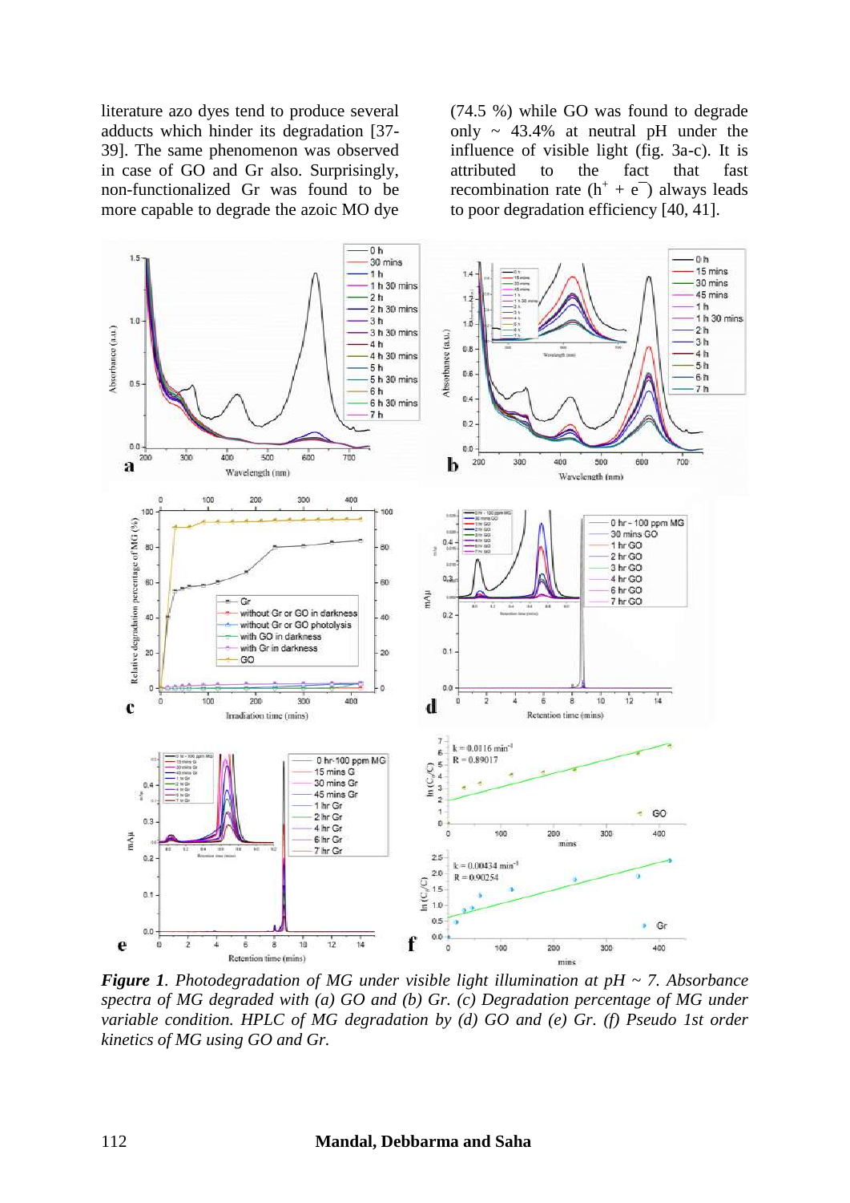literature azo dyes tend to produce several adducts which hinder its degradation [37-39]. The same phenomenon was observed in case of GO and Gr also. Surprisingly, non-functionalized Gr was found to be more capable to degrade the azoic MO dye (74.5 %) while GO was found to degrade only ~ 43.4% at neutral pH under the influence of visible light (fig. 3a-c). It is attributed to the fact that fast recombination rate ($h^+ + e^-$) always leads to poor degradation efficiency [40, 41].

***Figure 1**. Photodegradation of MG under visible light illumination at pH ~ 7. Absorbance spectra of MG degraded with (a) GO and (b) Gr. (c) Degradation percentage of MG under variable condition. HPLC of MG degradation by (d) GO and (e) Gr. (f) Pseudo 1st order kinetics of MG using GO and Gr.*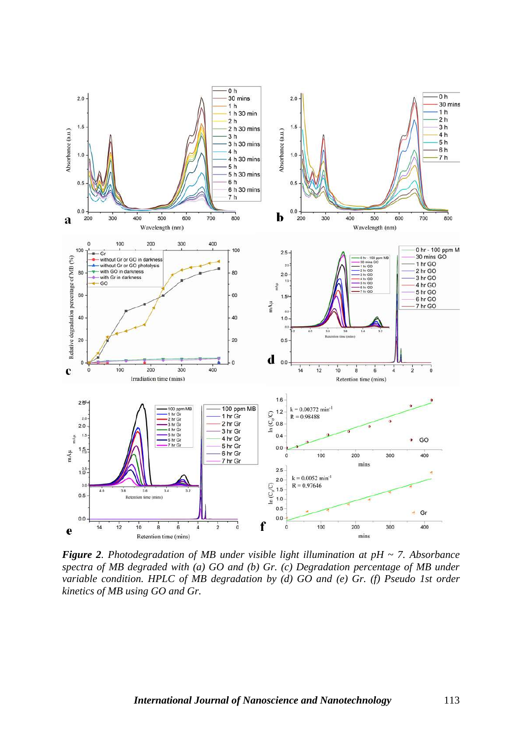***Figure 2**. Photodegradation of MB under visible light illumination at pH ~ 7. Absorbance spectra of MB degraded with (a) GO and (b) Gr. (c) Degradation percentage of MB under variable condition. HPLC of MB degradation by (d) GO and (e) Gr. (f) Pseudo 1st order kinetics of MB using GO and Gr.*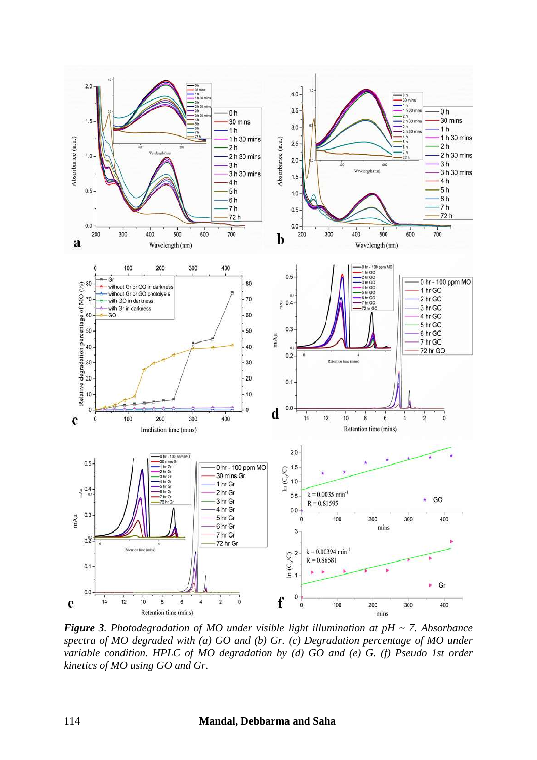*Figure 3. Photodegradation of MO under visible light illumination at pH ~ 7. Absorbance spectra of MO degraded with (a) GO and (b) Gr. (c) Degradation percentage of MO under variable condition. HPLC of MO degradation by (d) GO and (e) G. (f) Pseudo 1st order kinetics of MO using GO and Gr.*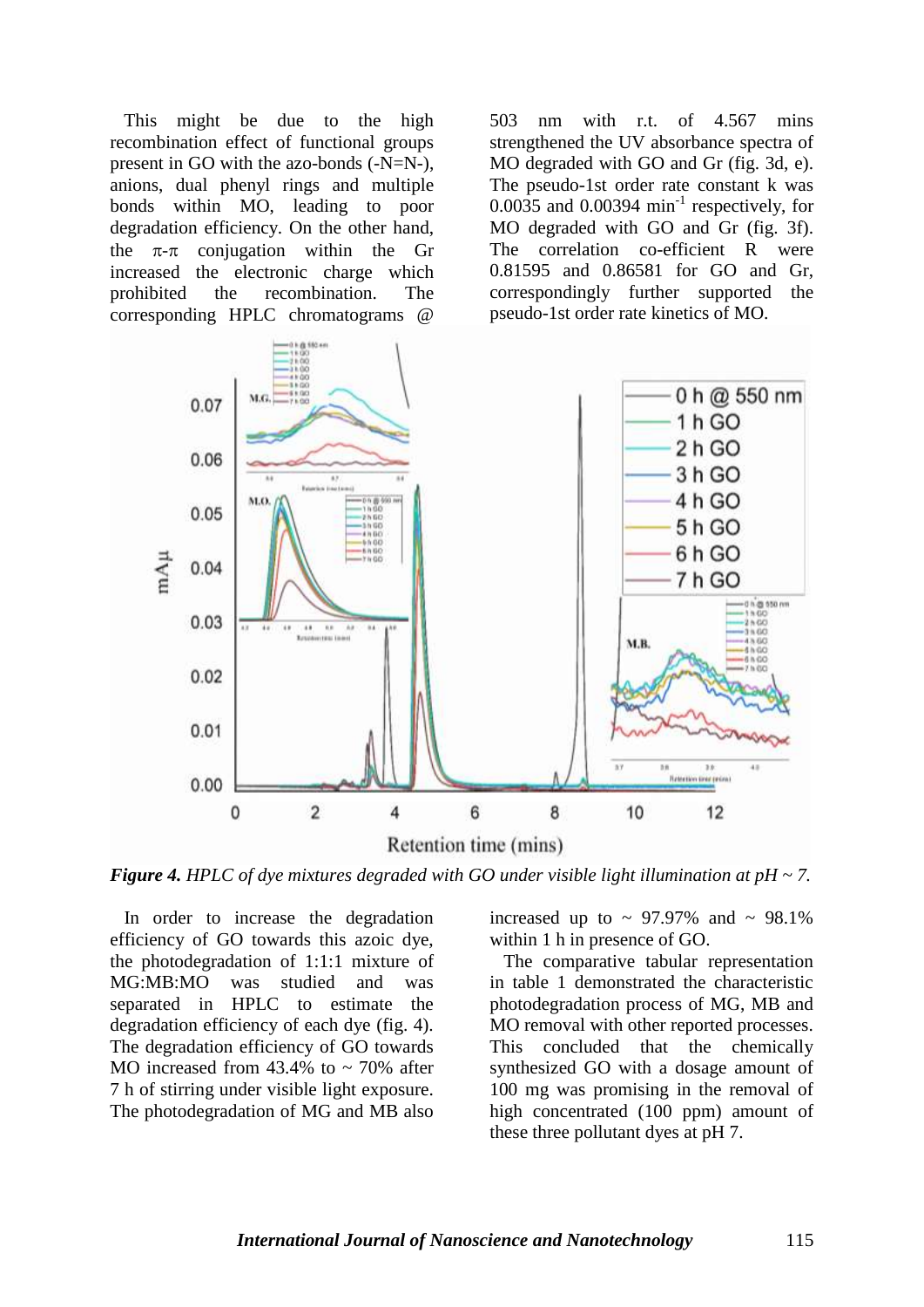This might be due to the high recombination effect of functional groups present in GO with the azo-bonds (-N=N-), anions, dual phenyl rings and multiple bonds within MO, leading to poor degradation efficiency. On the other hand, the π-π conjugation within the Gr increased the electronic charge which prohibited the recombination. The corresponding HPLC chromatograms @ 503 nm with r.t. of 4.567 mins strengthened the UV absorbance spectra of MO degraded with GO and Gr (fig. 3d, e). The pseudo-1st order rate constant k was 0.0035 and 0.00394 $min^{-1}$ respectively, for MO degraded with GO and Gr (fig. 3f). The correlation co-efficient R were 0.81595 and 0.86581 for GO and Gr, correspondingly further supported the pseudo-1st order rate kinetics of MO.

***Figure 4.*** *HPLC of dye mixtures degraded with GO under visible light illumination at pH ~ 7.*

In order to increase the degradation efficiency of GO towards this azoic dye, the photodegradation of 1:1:1 mixture of MG:MB:MO was studied and was separated in HPLC to estimate the degradation efficiency of each dye (fig. 4). The degradation efficiency of GO towards MO increased from 43.4% to ~ 70% after 7 h of stirring under visible light exposure. The photodegradation of MG and MB also increased up to ~ 97.97% and ~ 98.1% within 1 h in presence of GO.

The comparative tabular representation in table 1 demonstrated the characteristic photodegradation process of MG, MB and MO removal with other reported processes. This concluded that the chemically synthesized GO with a dosage amount of 100 mg was promising in the removal of high concentrated (100 ppm) amount of these three pollutant dyes at pH 7.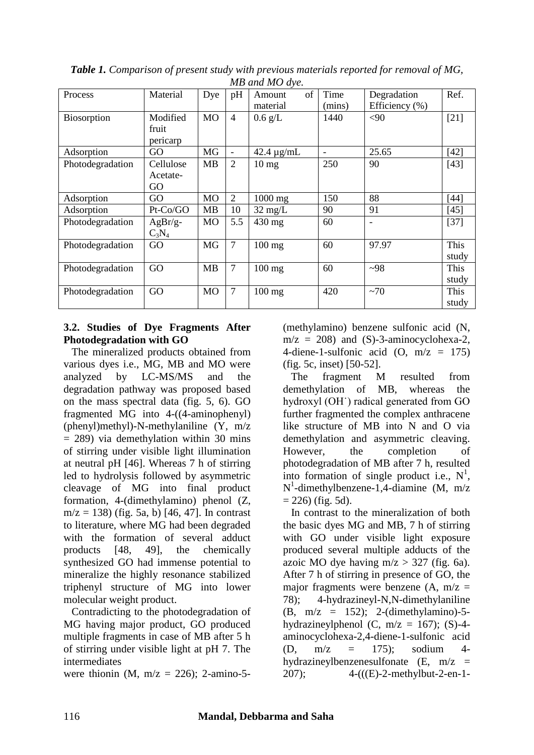*Table 1. Comparison of present study with previous materials reported for removal of MG, MB and MO dye.*

| Process | Material | Dye | pH | Amount of material | Time (mins) | Degradation Efficiency (%) | Ref. |
|---|---|---|---|---|---|---|---|
| Biosorption | Modified fruit pericarp | MO | 4 | 0.6 g/L | 1440 | <90 | [21] |
| Adsorption | GO | MG | - | 42.4 µg/mL | - | 25.65 | [42] |
| Photodegradation | Cellulose Acetate-GO | MB | 2 | 10 mg | 250 | 90 | [43] |
| Adsorption | GO | MO | 2 | 1000 mg | 150 | 88 | [44] |
| Adsorption | Pt-Co/GO | MB | 10 | 32 mg/L | 90 | 91 | [45] |
| Photodegradation | AgBr/g-$C_3N_4$ | MO | 5.5 | 430 mg | 60 | - | [37] |
| Photodegradation | GO | MG | 7 | 100 mg | 60 | 97.97 | This study |
| Photodegradation | GO | MB | 7 | 100 mg | 60 | ~98 | This study |
| Photodegradation | GO | MO | 7 | 100 mg | 420 | ~70 | This study |

### 3.2. Studies of Dye Fragments After Photodegradation with GO

The mineralized products obtained from various dyes i.e., MG, MB and MO were analyzed by LC-MS/MS and the degradation pathway was proposed based on the mass spectral data (fig. 5, 6). GO fragmented MG into 4-((4-aminophenyl) (phenyl)methyl)-N-methylaniline (Y, m/z = 289) via demethylation within 30 mins of stirring under visible light illumination at neutral pH [46]. Whereas 7 h of stirring led to hydrolysis followed by asymmetric cleavage of MG into final product formation, 4-(dimethylamino) phenol (Z, m/z = 138) (fig. 5a, b) [46, 47]. In contrast to literature, where MG had been degraded with the formation of several adduct products [48, 49], the chemically synthesized GO had immense potential to mineralize the highly resonance stabilized triphenyl structure of MG into lower molecular weight product.

Contradicting to the photodegradation of MG having major product, GO produced multiple fragments in case of MB after 5 h of stirring under visible light at pH 7. The intermediates were thionin (M, m/z = 226); 2-amino-5-(methylamino) benzene sulfonic acid (N, m/z = 208) and (S)-3-aminocyclohexa-2, 4-diene-1-sulfonic acid (O, m/z = 175) (fig. 5c, inset) [50-52].

The fragment M resulted from demethylation of MB, whereas the hydroxyl ($OH^{\cdot}$) radical generated from GO further fragmented the complex anthracene like structure of MB into N and O via demethylation and asymmetric cleaving. However, the completion of photodegradation of MB after 7 h, resulted into formation of single product i.e., $N^1$, $N^1$-dimethylbenzene-1,4-diamine (M, m/z = 226) (fig. 5d).

In contrast to the mineralization of both the basic dyes MG and MB, 7 h of stirring with GO under visible light exposure produced several multiple adducts of the azoic MO dye having m/z > 327 (fig. 6a). After 7 h of stirring in presence of GO, the major fragments were benzene (A, m/z = 78); 4-hydrazineyl-N,N-dimethylaniline (B, m/z = 152); 2-(dimethylamino)-5-hydrazineylphenol (C, m/z = 167); (S)-4-aminocyclohexa-2,4-diene-1-sulfonic acid (D, m/z = 175); sodium 4-hydrazineylbenzenesulfonate (E, m/z = 207); 4-(((E)-2-methylbut-2-en-1-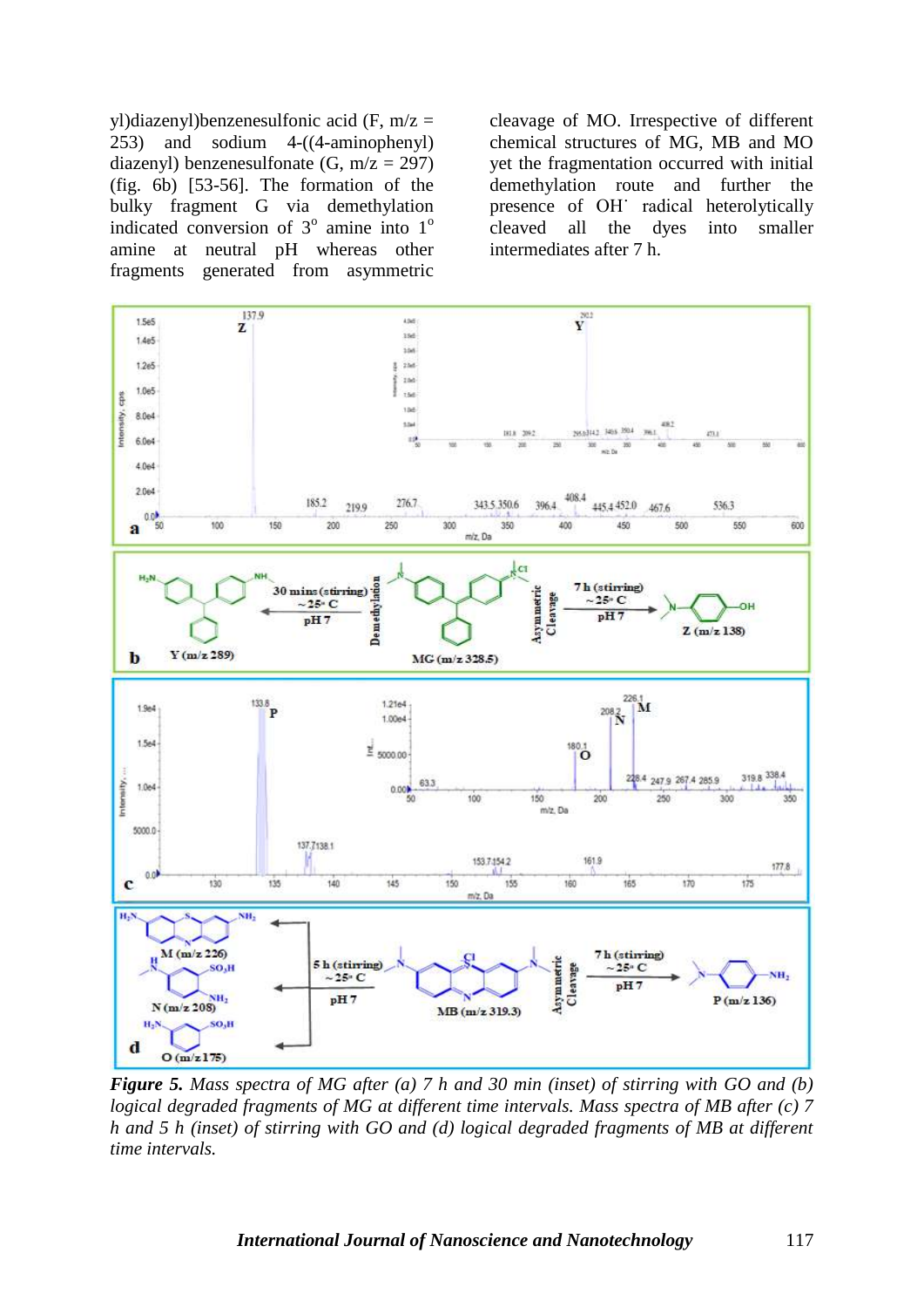yl)diazenyl)benzenesulfonic acid (F, m/z = 253) and sodium 4-((4-aminophenyl) diazenyl) benzenesulfonate (G, m/z = 297) (fig. 6b) [53-56]. The formation of the bulky fragment G via demethylation indicated conversion of 3° amine into 1° amine at neutral pH whereas other fragments generated from asymmetric cleavage of MO. Irrespective of different chemical structures of MG, MB and MO yet the fragmentation occurred with initial demethylation route and further the presence of OH˙ radical heterolytically cleaved all the dyes into smaller intermediates after 7 h.

***Figure 5.*** *Mass spectra of MG after (a) 7 h and 30 min (inset) of stirring with GO and (b) logical degraded fragments of MG at different time intervals. Mass spectra of MB after (c) 7 h and 5 h (inset) of stirring with GO and (d) logical degraded fragments of MB at different time intervals.*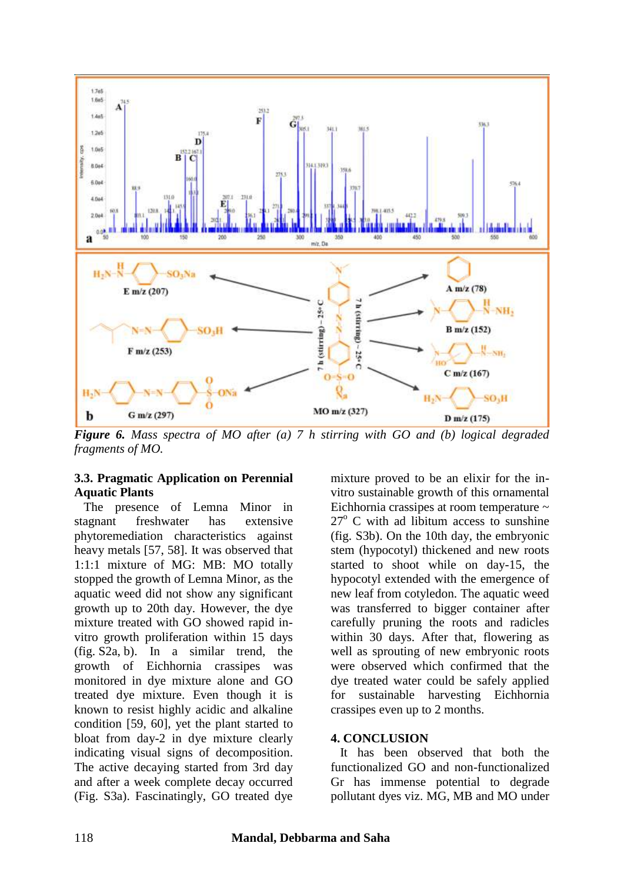*Figure 6.* *Mass spectra of MO after (a) 7 h stirring with GO and (b) logical degraded fragments of MO.*

### 3.3. Pragmatic Application on Perennial Aquatic Plants

The presence of Lemna Minor in stagnant freshwater has extensive phytoremediation characteristics against heavy metals [57, 58]. It was observed that 1:1:1 mixture of MG: MB: MO totally stopped the growth of Lemna Minor, as the aquatic weed did not show any significant growth up to 20th day. However, the dye mixture treated with GO showed rapid in-vitro growth proliferation within 15 days (fig. S2a, b). In a similar trend, the growth of Eichhornia crassipes was monitored in dye mixture alone and GO treated dye mixture. Even though it is known to resist highly acidic and alkaline condition [59, 60], yet the plant started to bloat from day-2 in dye mixture clearly indicating visual signs of decomposition. The active decaying started from 3rd day and after a week complete decay occurred (Fig. S3a). Fascinatingly, GO treated dye mixture proved to be an elixir for the in-vitro sustainable growth of this ornamental Eichhornia crassipes at room temperature ~ $27^{o}$ C with ad libitum access to sunshine (fig. S3b). On the 10th day, the embryonic stem (hypocotyl) thickened and new roots started to shoot while on day-15, the hypocotyl extended with the emergence of new leaf from cotyledon. The aquatic weed was transferred to bigger container after carefully pruning the roots and radicles within 30 days. After that, flowering as well as sprouting of new embryonic roots were observed which confirmed that the dye treated water could be safely applied for sustainable harvesting Eichhornia crassipes even up to 2 months.

## 4. CONCLUSION

It has been observed that both the functionalized GO and non-functionalized Gr has immense potential to degrade pollutant dyes viz. MG, MB and MO under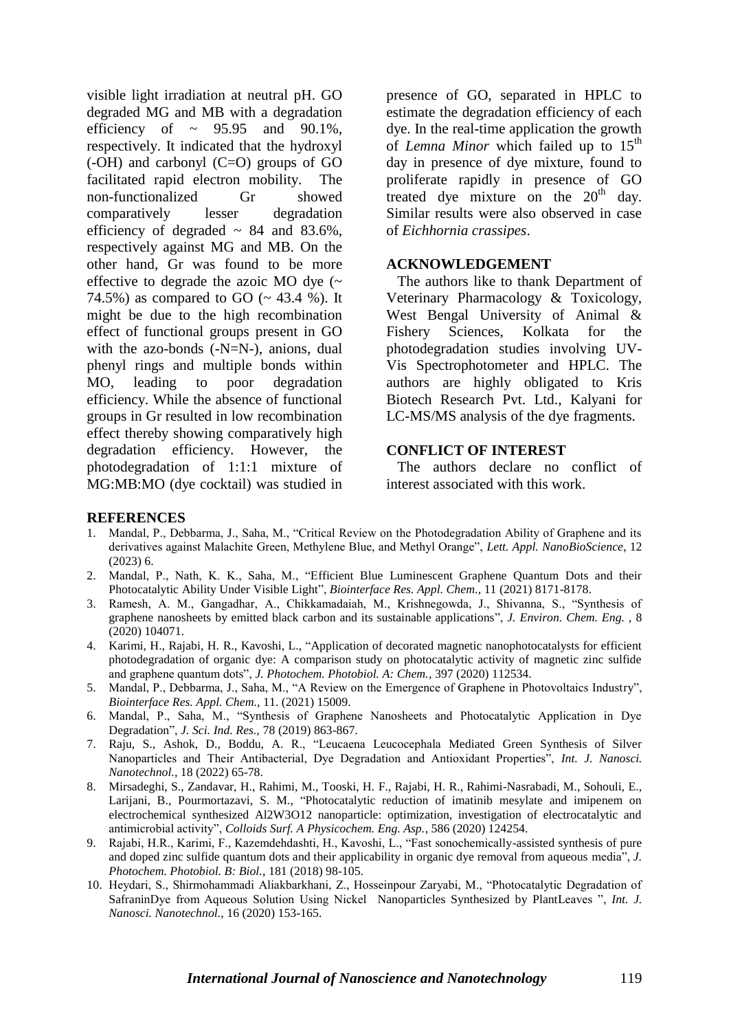visible light irradiation at neutral pH. GO degraded MG and MB with a degradation efficiency of ~ 95.95 and 90.1%, respectively. It indicated that the hydroxyl (-OH) and carbonyl (C=O) groups of GO facilitated rapid electron mobility. The non-functionalized Gr showed comparatively lesser degradation efficiency of degraded ~ 84 and 83.6%, respectively against MG and MB. On the other hand, Gr was found to be more effective to degrade the azoic MO dye (~ 74.5%) as compared to GO (~ 43.4 %). It might be due to the high recombination effect of functional groups present in GO with the azo-bonds (-N=N-), anions, dual phenyl rings and multiple bonds within MO, leading to poor degradation efficiency. While the absence of functional groups in Gr resulted in low recombination effect thereby showing comparatively high degradation efficiency. However, the photodegradation of 1:1:1 mixture of MG:MB:MO (dye cocktail) was studied in presence of GO, separated in HPLC to estimate the degradation efficiency of each dye. In the real-time application the growth of *Lemna Minor* which failed up to 15$^{th}$ day in presence of dye mixture, found to proliferate rapidly in presence of GO treated dye mixture on the 20$^{th}$ day. Similar results were also observed in case of *Eichhornia crassipes*.

## ACKNOWLEDGEMENT

The authors like to thank Department of Veterinary Pharmacology & Toxicology, West Bengal University of Animal & Fishery Sciences, Kolkata for the photodegradation studies involving UV-Vis Spectrophotometer and HPLC. The authors are highly obligated to Kris Biotech Research Pvt. Ltd., Kalyani for LC-MS/MS analysis of the dye fragments.

## CONFLICT OF INTEREST

The authors declare no conflict of interest associated with this work.

## REFERENCES

1. Mandal, P., Debbarma, J., Saha, M., "Critical Review on the Photodegradation Ability of Graphene and its derivatives against Malachite Green, Methylene Blue, and Methyl Orange", *Lett. Appl. NanoBioScience,* 12 (2023) 6.
2. Mandal, P., Nath, K. K., Saha, M., "Efficient Blue Luminescent Graphene Quantum Dots and their Photocatalytic Ability Under Visible Light", *Biointerface Res. Appl. Chem.,* 11 (2021) 8171-8178.
3. Ramesh, A. M., Gangadhar, A., Chikkamadaiah, M., Krishnegowda, J., Shivanna, S., "Synthesis of graphene nanosheets by emitted black carbon and its sustainable applications", *J. Environ. Chem. Eng. ,* 8 (2020) 104071.
4. Karimi, H., Rajabi, H. R., Kavoshi, L., "Application of decorated magnetic nanophotocatalysts for efficient photodegradation of organic dye: A comparison study on photocatalytic activity of magnetic zinc sulfide and graphene quantum dots", *J. Photochem. Photobiol. A: Chem.,* 397 (2020) 112534.
5. Mandal, P., Debbarma, J., Saha, M., "A Review on the Emergence of Graphene in Photovoltaics Industry", *Biointerface Res. Appl. Chem.,* 11. (2021) 15009.
6. Mandal, P., Saha, M., "Synthesis of Graphene Nanosheets and Photocatalytic Application in Dye Degradation", *J. Sci. Ind. Res.,* 78 (2019) 863-867.
7. Raju, S., Ashok, D., Boddu, A. R., "Leucaena Leucocephala Mediated Green Synthesis of Silver Nanoparticles and Their Antibacterial, Dye Degradation and Antioxidant Properties", *Int. J. Nanosci. Nanotechnol.,* 18 (2022) 65-78.
8. Mirsadeghi, S., Zandavar, H., Rahimi, M., Tooski, H. F., Rajabi, H. R., Rahimi-Nasrabadi, M., Sohouli, E., Larijani, B., Pourmortazavi, S. M., "Photocatalytic reduction of imatinib mesylate and imipenem on electrochemical synthesized Al2W3O12 nanoparticle: optimization, investigation of electrocatalytic and antimicrobial activity", *Colloids Surf. A Physicochem. Eng. Asp.,* 586 (2020) 124254.
9. Rajabi, H.R., Karimi, F., Kazemdehdashti, H., Kavoshi, L., "Fast sonochemically-assisted synthesis of pure and doped zinc sulfide quantum dots and their applicability in organic dye removal from aqueous media", *J. Photochem. Photobiol. B: Biol.,* 181 (2018) 98-105.
10. Heydari, S., Shirmohammadi Aliakbarkhani, Z., Hosseinpour Zaryabi, M., "Photocatalytic Degradation of SafraninDye from Aqueous Solution Using Nickel Nanoparticles Synthesized by PlantLeaves ", *Int. J. Nanosci. Nanotechnol.,* 16 (2020) 153-165.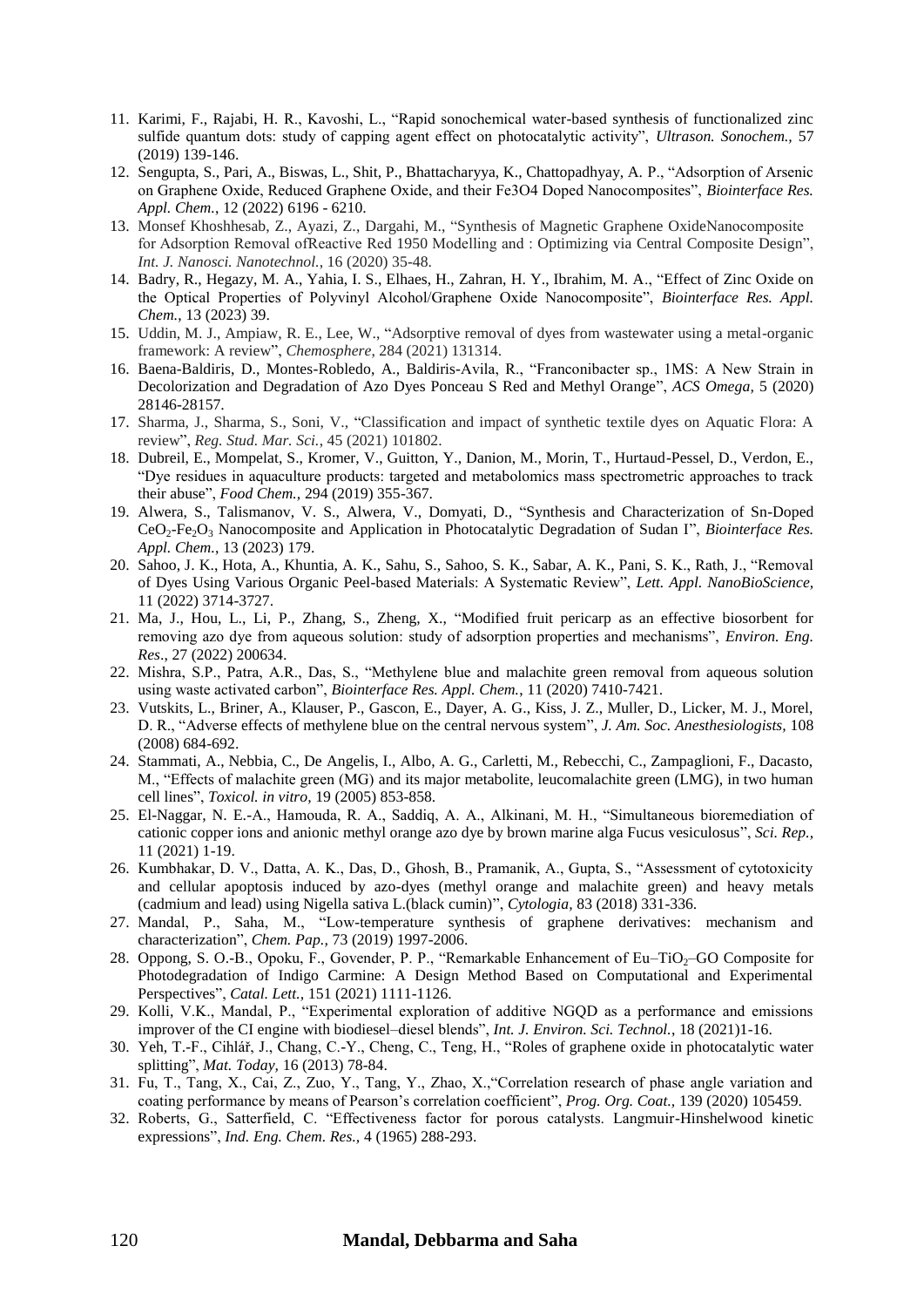11. Karimi, F., Rajabi, H. R., Kavoshi, L., "Rapid sonochemical water-based synthesis of functionalized zinc sulfide quantum dots: study of capping agent effect on photocatalytic activity", *Ultrason. Sonochem.,* 57 (2019) 139-146.
12. Sengupta, S., Pari, A., Biswas, L., Shit, P., Bhattacharyya, K., Chattopadhyay, A. P., "Adsorption of Arsenic on Graphene Oxide, Reduced Graphene Oxide, and their Fe3O4 Doped Nanocomposites", *Biointerface Res. Appl. Chem.*, 12 (2022) 6196 - 6210.
13. Monsef Khoshhesab, Z., Ayazi, Z., Dargahi, M., "Synthesis of Magnetic Graphene OxideNanocomposite for Adsorption Removal ofReactive Red 1950 Modelling and : Optimizing via Central Composite Design", *Int. J. Nanosci. Nanotechnol.*, 16 (2020) 35-48.
14. Badry, R., Hegazy, M. A., Yahia, I. S., Elhaes, H., Zahran, H. Y., Ibrahim, M. A., "Effect of Zinc Oxide on the Optical Properties of Polyvinyl Alcohol/Graphene Oxide Nanocomposite", *Biointerface Res. Appl. Chem.*, 13 (2023) 39.
15. Uddin, M. J., Ampiaw, R. E., Lee, W., "Adsorptive removal of dyes from wastewater using a metal-organic framework: A review", *Chemosphere,* 284 (2021) 131314.
16. Baena-Baldiris, D., Montes-Robledo, A., Baldiris-Avila, R., "Franconibacter sp., 1MS: A New Strain in Decolorization and Degradation of Azo Dyes Ponceau S Red and Methyl Orange", *ACS Omega,* 5 (2020) 28146-28157.
17. Sharma, J., Sharma, S., Soni, V., "Classification and impact of synthetic textile dyes on Aquatic Flora: A review", *Reg. Stud. Mar. Sci.,* 45 (2021) 101802.
18. Dubreil, E., Mompelat, S., Kromer, V., Guitton, Y., Danion, M., Morin, T., Hurtaud-Pessel, D., Verdon, E., "Dye residues in aquaculture products: targeted and metabolomics mass spectrometric approaches to track their abuse", *Food Chem.,* 294 (2019) 355-367.
19. Alwera, S., Talismanov, V. S., Alwera, V., Domyati, D., "Synthesis and Characterization of Sn-Doped $CeO_2$-$Fe_2O_3$ Nanocomposite and Application in Photocatalytic Degradation of Sudan I", *Biointerface Res. Appl. Chem.*, 13 (2023) 179.
20. Sahoo, J. K., Hota, A., Khuntia, A. K., Sahu, S., Sahoo, S. K., Sabar, A. K., Pani, S. K., Rath, J., "Removal of Dyes Using Various Organic Peel-based Materials: A Systematic Review", *Lett. Appl. NanoBioScience,* 11 (2022) 3714-3727.
21. Ma, J., Hou, L., Li, P., Zhang, S., Zheng, X., "Modified fruit pericarp as an effective biosorbent for removing azo dye from aqueous solution: study of adsorption properties and mechanisms", *Environ. Eng. Res*., 27 (2022) 200634.
22. Mishra, S.P., Patra, A.R., Das, S., "Methylene blue and malachite green removal from aqueous solution using waste activated carbon", *Biointerface Res. Appl. Chem.*, 11 (2020) 7410-7421.
23. Vutskits, L., Briner, A., Klauser, P., Gascon, E., Dayer, A. G., Kiss, J. Z., Muller, D., Licker, M. J., Morel, D. R., "Adverse effects of methylene blue on the central nervous system", *J. Am. Soc. Anesthesiologists,* 108 (2008) 684-692.
24. Stammati, A., Nebbia, C., De Angelis, I., Albo, A. G., Carletti, M., Rebecchi, C., Zampaglioni, F., Dacasto, M., "Effects of malachite green (MG) and its major metabolite, leucomalachite green (LMG), in two human cell lines", *Toxicol. in vitro,* 19 (2005) 853-858.
25. El-Naggar, N. E.-A., Hamouda, R. A., Saddiq, A. A., Alkinani, M. H., "Simultaneous bioremediation of cationic copper ions and anionic methyl orange azo dye by brown marine alga Fucus vesiculosus", *Sci. Rep.,* 11 (2021) 1-19.
26. Kumbhakar, D. V., Datta, A. K., Das, D., Ghosh, B., Pramanik, A., Gupta, S., "Assessment of cytotoxicity and cellular apoptosis induced by azo-dyes (methyl orange and malachite green) and heavy metals (cadmium and lead) using Nigella sativa L.(black cumin)", *Cytologia,* 83 (2018) 331-336.
27. Mandal, P., Saha, M., "Low-temperature synthesis of graphene derivatives: mechanism and characterization", *Chem. Pap.,* 73 (2019) 1997-2006.
28. Oppong, S. O.-B., Opoku, F., Govender, P. P., "Remarkable Enhancement of Eu–$TiO_2$–GO Composite for Photodegradation of Indigo Carmine: A Design Method Based on Computational and Experimental Perspectives", *Catal. Lett.,* 151 (2021) 1111-1126.
29. Kolli, V.K., Mandal, P., "Experimental exploration of additive NGQD as a performance and emissions improver of the CI engine with biodiesel–diesel blends", *Int. J. Environ. Sci. Technol.*, 18 (2021)1-16.
30. Yeh, T.-F., Cihlář, J., Chang, C.-Y., Cheng, C., Teng, H., "Roles of graphene oxide in photocatalytic water splitting", *Mat. Today,* 16 (2013) 78-84.
31. Fu, T., Tang, X., Cai, Z., Zuo, Y., Tang, Y., Zhao, X.,"Correlation research of phase angle variation and coating performance by means of Pearson's correlation coefficient", *Prog. Org. Coat.,* 139 (2020) 105459.
32. Roberts, G., Satterfield, C. "Effectiveness factor for porous catalysts. Langmuir-Hinshelwood kinetic expressions", *Ind. Eng. Chem. Res.,* 4 (1965) 288-293.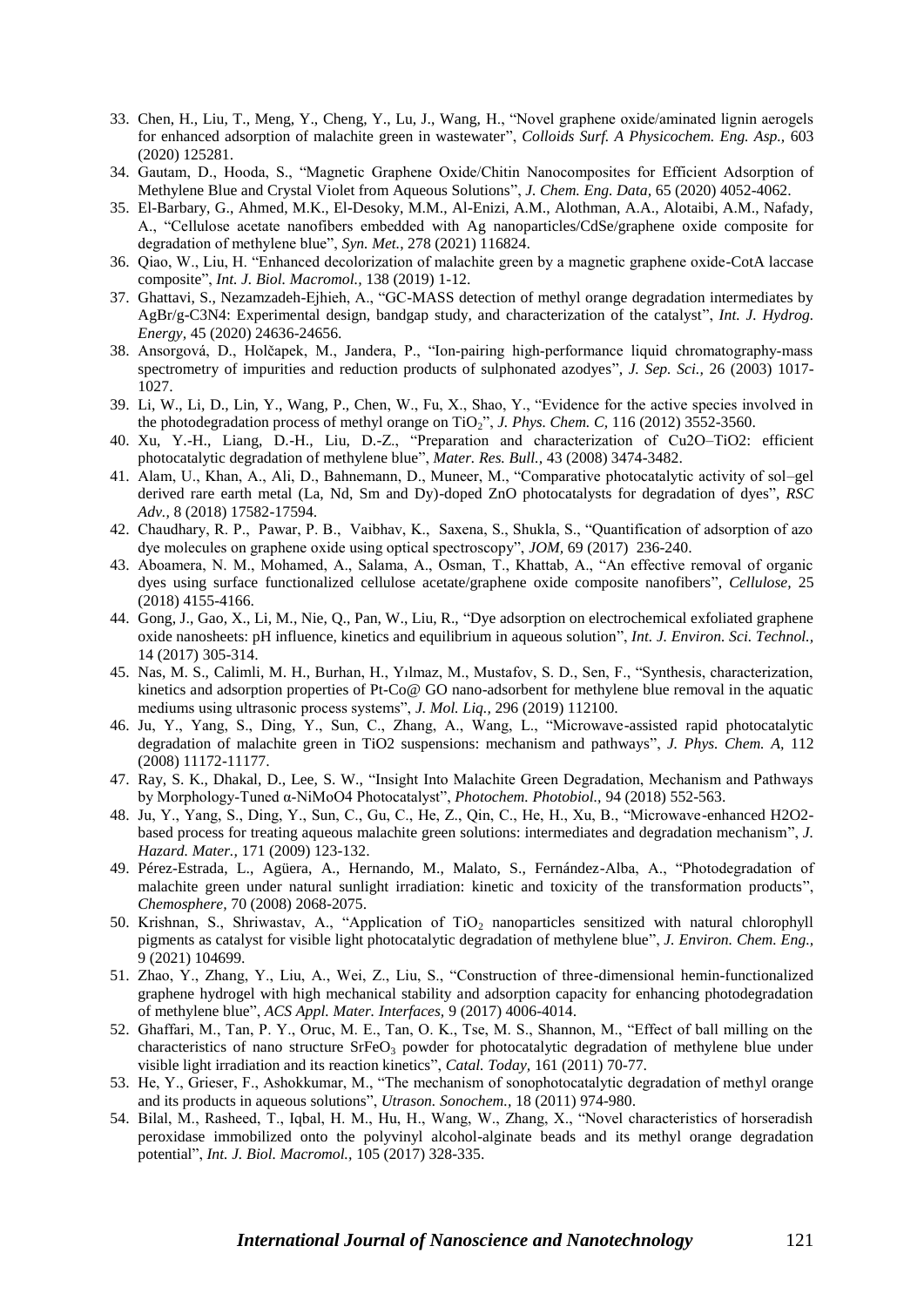33. Chen, H., Liu, T., Meng, Y., Cheng, Y., Lu, J., Wang, H., "Novel graphene oxide/aminated lignin aerogels for enhanced adsorption of malachite green in wastewater", *Colloids Surf. A Physicochem. Eng. Asp.,* 603 (2020) 125281.
34. Gautam, D., Hooda, S., "Magnetic Graphene Oxide/Chitin Nanocomposites for Efficient Adsorption of Methylene Blue and Crystal Violet from Aqueous Solutions", *J. Chem. Eng. Data,* 65 (2020) 4052-4062.
35. El-Barbary, G., Ahmed, M.K., El-Desoky, M.M., Al-Enizi, A.M., Alothman, A.A., Alotaibi, A.M., Nafady, A., "Cellulose acetate nanofibers embedded with Ag nanoparticles/CdSe/graphene oxide composite for degradation of methylene blue", *Syn. Met.,* 278 (2021) 116824.
36. Qiao, W., Liu, H. "Enhanced decolorization of malachite green by a magnetic graphene oxide-CotA laccase composite", *Int. J. Biol. Macromol.,* 138 (2019) 1-12.
37. Ghattavi, S., Nezamzadeh-Ejhieh, A., "GC-MASS detection of methyl orange degradation intermediates by AgBr/g-C3N4: Experimental design, bandgap study, and characterization of the catalyst", *Int. J. Hydrog. Energy,* 45 (2020) 24636-24656.
38. Ansorgová, D., Holčapek, M., Jandera, P., "Ion-pairing high-performance liquid chromatography-mass spectrometry of impurities and reduction products of sulphonated azodyes", *J. Sep. Sci.,* 26 (2003) 1017-1027.
39. Li, W., Li, D., Lin, Y., Wang, P., Chen, W., Fu, X., Shao, Y., "Evidence for the active species involved in the photodegradation process of methyl orange on $TiO_2$", *J. Phys. Chem. C,* 116 (2012) 3552-3560.
40. Xu, Y.-H., Liang, D.-H., Liu, D.-Z., "Preparation and characterization of Cu2O–TiO2: efficient photocatalytic degradation of methylene blue", *Mater. Res. Bull.,* 43 (2008) 3474-3482.
41. Alam, U., Khan, A., Ali, D., Bahnemann, D., Muneer, M., "Comparative photocatalytic activity of sol–gel derived rare earth metal (La, Nd, Sm and Dy)-doped ZnO photocatalysts for degradation of dyes", *RSC Adv.,* 8 (2018) 17582-17594.
42. Chaudhary, R. P., Pawar, P. B., Vaibhav, K., Saxena, S., Shukla, S., "Quantification of adsorption of azo dye molecules on graphene oxide using optical spectroscopy", *JOM,* 69 (2017) 236-240.
43. Aboamera, N. M., Mohamed, A., Salama, A., Osman, T., Khattab, A., "An effective removal of organic dyes using surface functionalized cellulose acetate/graphene oxide composite nanofibers", *Cellulose,* 25 (2018) 4155-4166.
44. Gong, J., Gao, X., Li, M., Nie, Q., Pan, W., Liu, R., "Dye adsorption on electrochemical exfoliated graphene oxide nanosheets: pH influence, kinetics and equilibrium in aqueous solution", *Int. J. Environ. Sci. Technol.,* 14 (2017) 305-314.
45. Nas, M. S., Calimli, M. H., Burhan, H., Yılmaz, M., Mustafov, S. D., Sen, F., "Synthesis, characterization, kinetics and adsorption properties of Pt-Co@ GO nano-adsorbent for methylene blue removal in the aquatic mediums using ultrasonic process systems", *J. Mol. Liq.,* 296 (2019) 112100.
46. Ju, Y., Yang, S., Ding, Y., Sun, C., Zhang, A., Wang, L., "Microwave-assisted rapid photocatalytic degradation of malachite green in TiO2 suspensions: mechanism and pathways", *J. Phys. Chem. A,* 112 (2008) 11172-11177.
47. Ray, S. K., Dhakal, D., Lee, S. W., "Insight Into Malachite Green Degradation, Mechanism and Pathways by Morphology-Tuned α-NiMoO4 Photocatalyst", *Photochem. Photobiol.,* 94 (2018) 552-563.
48. Ju, Y., Yang, S., Ding, Y., Sun, C., Gu, C., He, Z., Qin, C., He, H., Xu, B., "Microwave-enhanced H2O2-based process for treating aqueous malachite green solutions: intermediates and degradation mechanism", *J. Hazard. Mater.,* 171 (2009) 123-132.
49. Pérez-Estrada, L., Agüera, A., Hernando, M., Malato, S., Fernández-Alba, A., "Photodegradation of malachite green under natural sunlight irradiation: kinetic and toxicity of the transformation products", *Chemosphere,* 70 (2008) 2068-2075.
50. Krishnan, S., Shriwastav, A., "Application of $TiO_2$ nanoparticles sensitized with natural chlorophyll pigments as catalyst for visible light photocatalytic degradation of methylene blue", *J. Environ. Chem. Eng.,* 9 (2021) 104699.
51. Zhao, Y., Zhang, Y., Liu, A., Wei, Z., Liu, S., "Construction of three-dimensional hemin-functionalized graphene hydrogel with high mechanical stability and adsorption capacity for enhancing photodegradation of methylene blue", *ACS Appl. Mater. Interfaces,* 9 (2017) 4006-4014.
52. Ghaffari, M., Tan, P. Y., Oruc, M. E., Tan, O. K., Tse, M. S., Shannon, M., "Effect of ball milling on the characteristics of nano structure $SrFeO_3$ powder for photocatalytic degradation of methylene blue under visible light irradiation and its reaction kinetics", *Catal. Today,* 161 (2011) 70-77.
53. He, Y., Grieser, F., Ashokkumar, M., "The mechanism of sonophotocatalytic degradation of methyl orange and its products in aqueous solutions", *Utrason. Sonochem.,* 18 (2011) 974-980.
54. Bilal, M., Rasheed, T., Iqbal, H. M., Hu, H., Wang, W., Zhang, X., "Novel characteristics of horseradish peroxidase immobilized onto the polyvinyl alcohol-alginate beads and its methyl orange degradation potential", *Int. J. Biol. Macromol.,* 105 (2017) 328-335.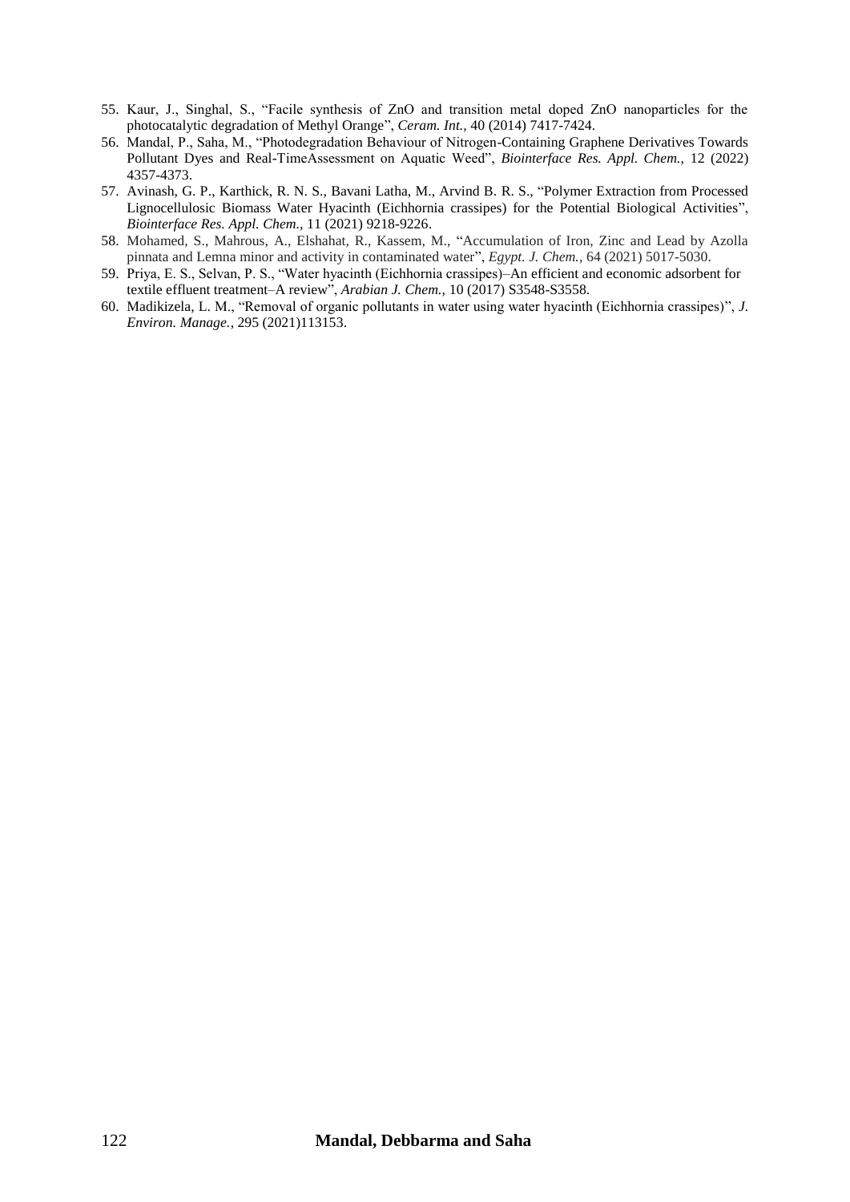55. Kaur, J., Singhal, S., "Facile synthesis of ZnO and transition metal doped ZnO nanoparticles for the photocatalytic degradation of Methyl Orange", *Ceram. Int.,* 40 (2014) 7417-7424.
56. Mandal, P., Saha, M., "Photodegradation Behaviour of Nitrogen-Containing Graphene Derivatives Towards Pollutant Dyes and Real-TimeAssessment on Aquatic Weed", *Biointerface Res. Appl. Chem.,* 12 (2022) 4357-4373.
57. Avinash, G. P., Karthick, R. N. S., Bavani Latha, M., Arvind B. R. S., "Polymer Extraction from Processed Lignocellulosic Biomass Water Hyacinth (Eichhornia crassipes) for the Potential Biological Activities", *Biointerface Res. Appl. Chem.,* 11 (2021) 9218-9226.
58. Mohamed, S., Mahrous, A., Elshahat, R., Kassem, M., "Accumulation of Iron, Zinc and Lead by Azolla pinnata and Lemna minor and activity in contaminated water", *Egypt. J. Chem.*, 64 (2021) 5017-5030.
59. Priya, E. S., Selvan, P. S., "Water hyacinth (Eichhornia crassipes)–An efficient and economic adsorbent for textile effluent treatment–A review", *Arabian J. Chem.,* 10 (2017) S3548-S3558.
60. Madikizela, L. M., "Removal of organic pollutants in water using water hyacinth (Eichhornia crassipes)", *J. Environ. Manage.*, 295 (2021)113153.